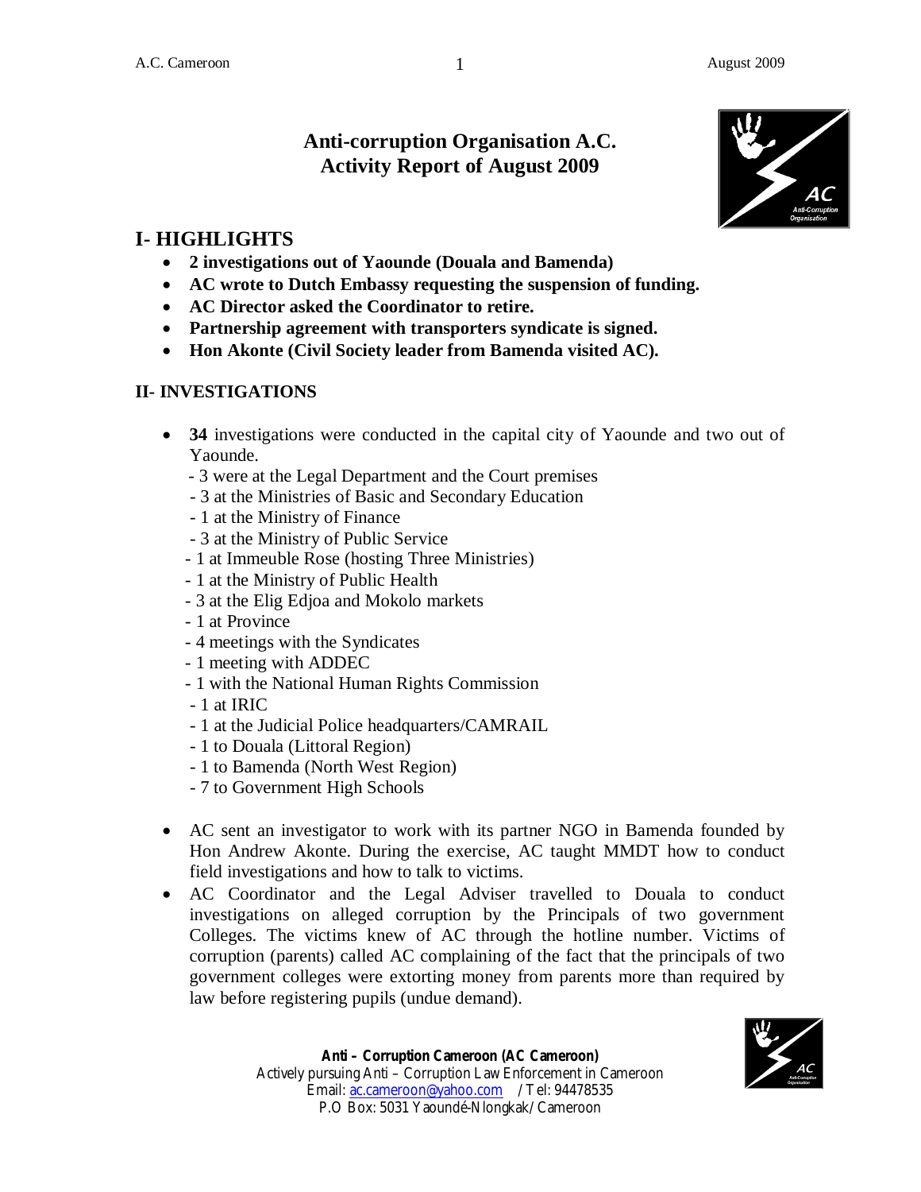# Anti-corruption Organisation A.C.
# Activity Report of August 2009

## I- HIGHLIGHTS

- **2 investigations out of Yaounde (Douala and Bamenda)**
- **AC wrote to Dutch Embassy requesting the suspension of funding.**
- **AC Director asked the Coordinator to retire.**
- **Partnership agreement with transporters syndicate is signed.**
- **Hon Akonte (Civil Society leader from Bamenda visited AC).**

## II- INVESTIGATIONS

- **34** investigations were conducted in the capital city of Yaounde and two out of Yaounde.
  - 3 were at the Legal Department and the Court premises
  - 3 at the Ministries of Basic and Secondary Education
  - 1 at the Ministry of Finance
  - 3 at the Ministry of Public Service
  - 1 at Immeuble Rose (hosting Three Ministries)
  - 1 at the Ministry of Public Health
  - 3 at the Elig Edjoa and Mokolo markets
  - 1 at Province
  - 4 meetings with the Syndicates
  - 1 meeting with ADDEC
  - 1 with the National Human Rights Commission
  - 1 at IRIC
  - 1 at the Judicial Police headquarters/CAMRAIL
  - 1 to Douala (Littoral Region)
  - 1 to Bamenda (North West Region)
  - 7 to Government High Schools

- AC sent an investigator to work with its partner NGO in Bamenda founded by Hon Andrew Akonte. During the exercise, AC taught MMDT how to conduct field investigations and how to talk to victims.
- AC Coordinator and the Legal Adviser travelled to Douala to conduct investigations on alleged corruption by the Principals of two government Colleges. The victims knew of AC through the hotline number. Victims of corruption (parents) called AC complaining of the fact that the principals of two government colleges were extorting money from parents more than required by law before registering pupils (undue demand).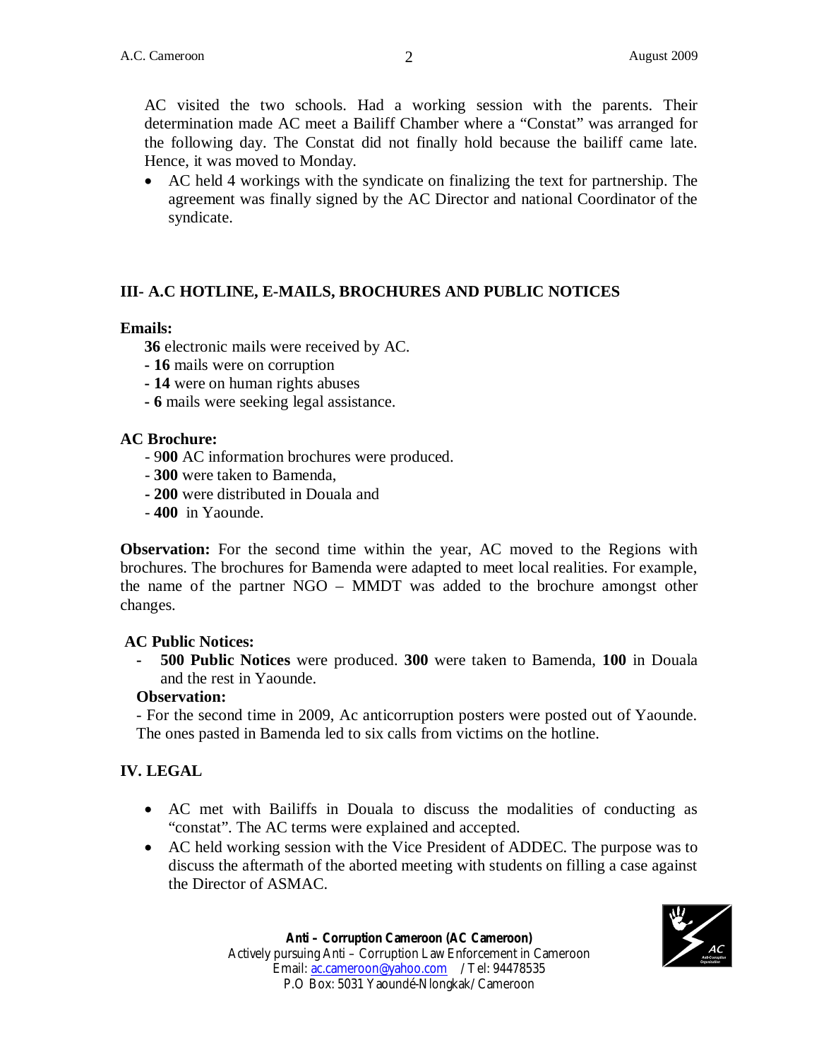AC visited the two schools. Had a working session with the parents. Their determination made AC meet a Bailiff Chamber where a "Constat" was arranged for the following day. The Constat did not finally hold because the bailiff came late. Hence, it was moved to Monday.

- AC held 4 workings with the syndicate on finalizing the text for partnership. The agreement was finally signed by the AC Director and national Coordinator of the syndicate.

## III- A.C HOTLINE, E-MAILS, BROCHURES AND PUBLIC NOTICES

**Emails:**

**36** electronic mails were received by AC.

- **16** mails were on corruption
- **14** were on human rights abuses
- **6** mails were seeking legal assistance.

**AC Brochure:**

- 9**00** AC information brochures were produced.
- **300** were taken to Bamenda,
- **200** were distributed in Douala and
- **400** in Yaounde.

**Observation:** For the second time within the year, AC moved to the Regions with brochures. The brochures for Bamenda were adapted to meet local realities. For example, the name of the partner NGO – MMDT was added to the brochure amongst other changes.

**AC Public Notices:**

- **500 Public Notices** were produced. **300** were taken to Bamenda, **100** in Douala and the rest in Yaounde.

**Observation:**

- For the second time in 2009, Ac anticorruption posters were posted out of Yaounde. The ones pasted in Bamenda led to six calls from victims on the hotline.

## IV. LEGAL

- AC met with Bailiffs in Douala to discuss the modalities of conducting as "constat". The AC terms were explained and accepted.
- AC held working session with the Vice President of ADDEC. The purpose was to discuss the aftermath of the aborted meeting with students on filling a case against the Director of ASMAC.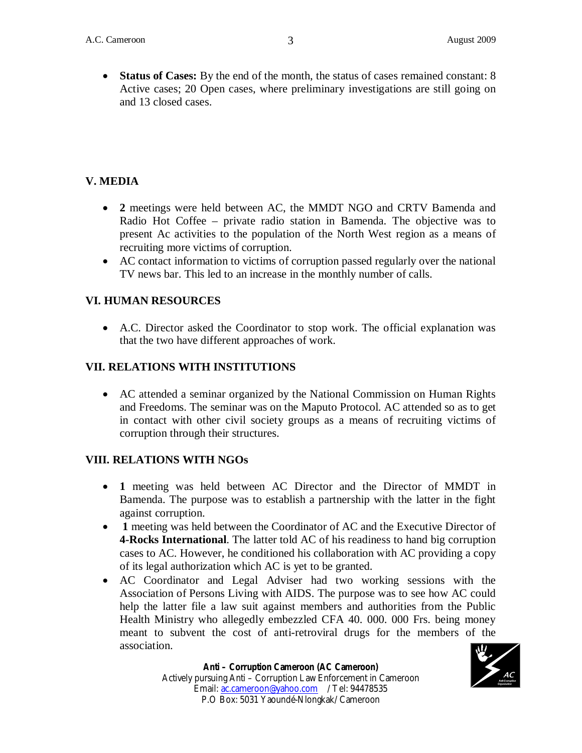- **Status of Cases:** By the end of the month, the status of cases remained constant: 8 Active cases; 20 Open cases, where preliminary investigations are still going on and 13 closed cases.

## V. MEDIA

- **2** meetings were held between AC, the MMDT NGO and CRTV Bamenda and Radio Hot Coffee – private radio station in Bamenda. The objective was to present Ac activities to the population of the North West region as a means of recruiting more victims of corruption.
- AC contact information to victims of corruption passed regularly over the national TV news bar. This led to an increase in the monthly number of calls.

## VI. HUMAN RESOURCES

- A.C. Director asked the Coordinator to stop work. The official explanation was that the two have different approaches of work.

## VII. RELATIONS WITH INSTITUTIONS

- AC attended a seminar organized by the National Commission on Human Rights and Freedoms. The seminar was on the Maputo Protocol. AC attended so as to get in contact with other civil society groups as a means of recruiting victims of corruption through their structures.

## VIII. RELATIONS WITH NGOs

- **1** meeting was held between AC Director and the Director of MMDT in Bamenda. The purpose was to establish a partnership with the latter in the fight against corruption.
- **1** meeting was held between the Coordinator of AC and the Executive Director of **4-Rocks International**. The latter told AC of his readiness to hand big corruption cases to AC. However, he conditioned his collaboration with AC providing a copy of its legal authorization which AC is yet to be granted.
- AC Coordinator and Legal Adviser had two working sessions with the Association of Persons Living with AIDS. The purpose was to see how AC could help the latter file a law suit against members and authorities from the Public Health Ministry who allegedly embezzled CFA 40. 000. 000 Frs. being money meant to subvent the cost of anti-retroviral drugs for the members of the association.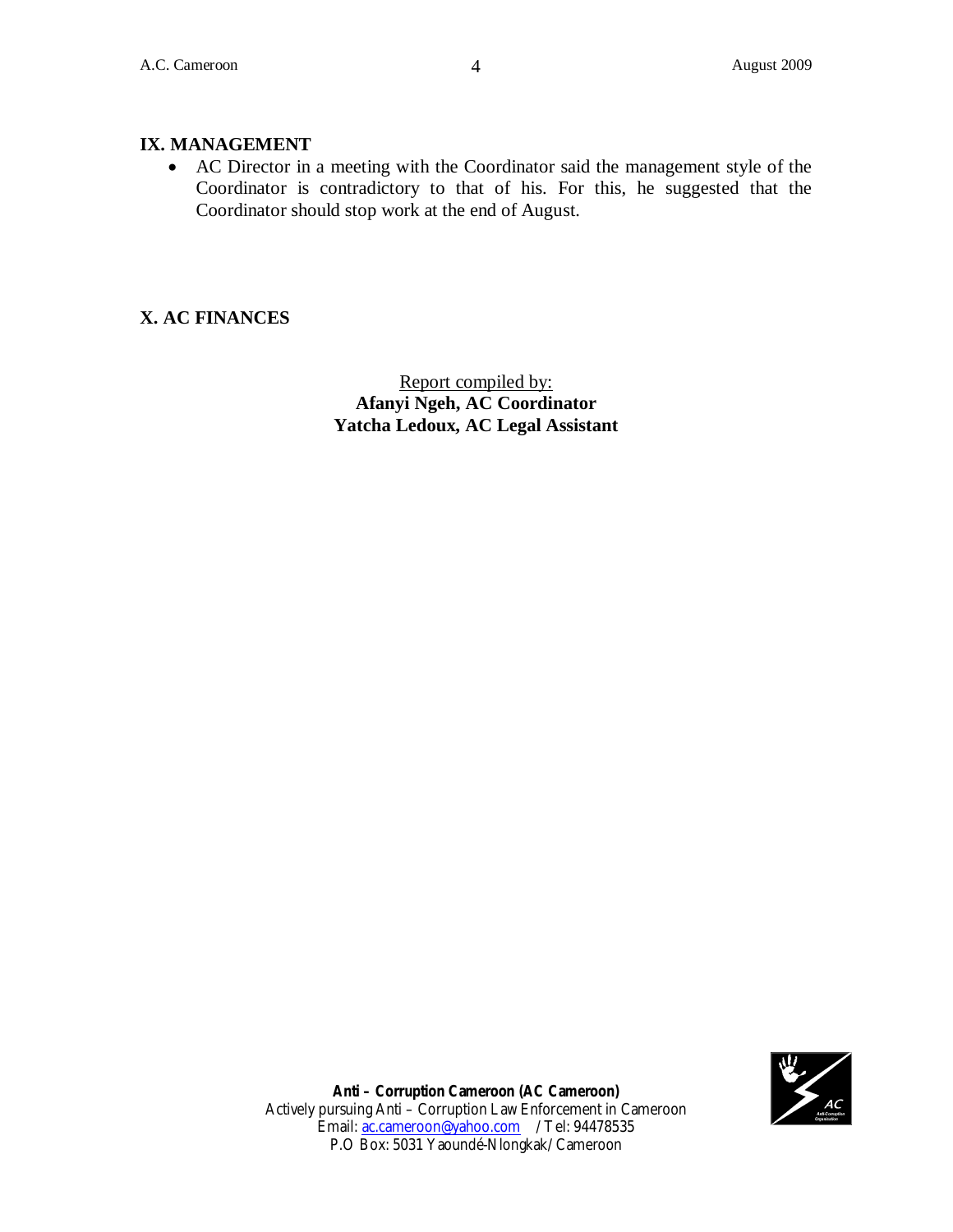## IX. MANAGEMENT

- AC Director in a meeting with the Coordinator said the management style of the Coordinator is contradictory to that of his. For this, he suggested that the Coordinator should stop work at the end of August.

## X. AC FINANCES

Report compiled by:
**Afanyi Ngeh, AC Coordinator**
**Yatcha Ledoux, AC Legal Assistant**

**Anti – Corruption Cameroon (AC Cameroon)**
Actively pursuing Anti – Corruption Law Enforcement in Cameroon
Email: ac.cameroon@yahoo.com / Tel: 94478535
P.O Box: 5031 Yaoundé-Nlongkak/ Cameroon